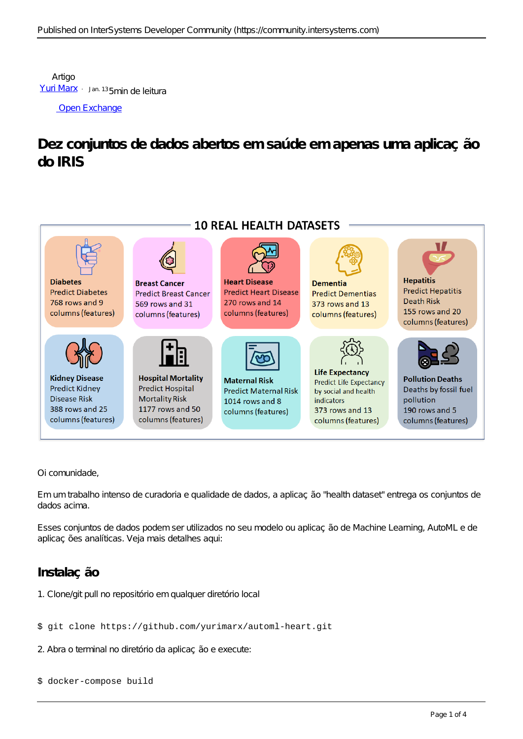Artigo
Yuri Marx · Jan. 13 5min de leitura

Open Exchange

# Dez conjuntos de dados abertos em saúde em apenas uma aplicação do IRIS

10 REAL HEALTH DATASETS

**Diabetes**
Predict Diabetes
768 rows and 9 columns (features)

**Breast Cancer**
Predict Breast Cancer
569 rows and 31 columns (features)

**Heart Disease**
Predict Heart Disease
270 rows and 14 columns (features)

**Dementia**
Predict Dementias
373 rows and 13 columns (features)

**Hepatitis**
Predict Hepatitis Death Risk
155 rows and 20 columns (features)

**Kidney Disease**
Predict Kidney Disease Risk
388 rows and 25 columns (features)

**Hospital Mortality**
Predict Hospital Mortality Risk
1177 rows and 50 columns (features)

**Maternal Risk**
Predict Maternal Risk
1014 rows and 8 columns (features)

**Life Expectancy**
Predict Life Expectancy by social and health indicators
373 rows and 13 columns (features)

**Pollution Deaths**
Deaths by fossil fuel pollution
190 rows and 5 columns (features)

Oi comunidade,

Em um trabalho intenso de curadoria e qualidade de dados, a aplicação "health dataset" entrega os conjuntos de dados acima.

Esses conjuntos de dados podem ser utilizados no seu modelo ou aplicação de Machine Learning, AutoML e de aplicações analíticas. Veja mais detalhes aqui:

## Instalação

1. Clone/git pull no repositório em qualquer diretório local

```
$ git clone https://github.com/yurimarx/automl-heart.git
```

2. Abra o terminal no diretório da aplicação e execute:

```
$ docker-compose build
```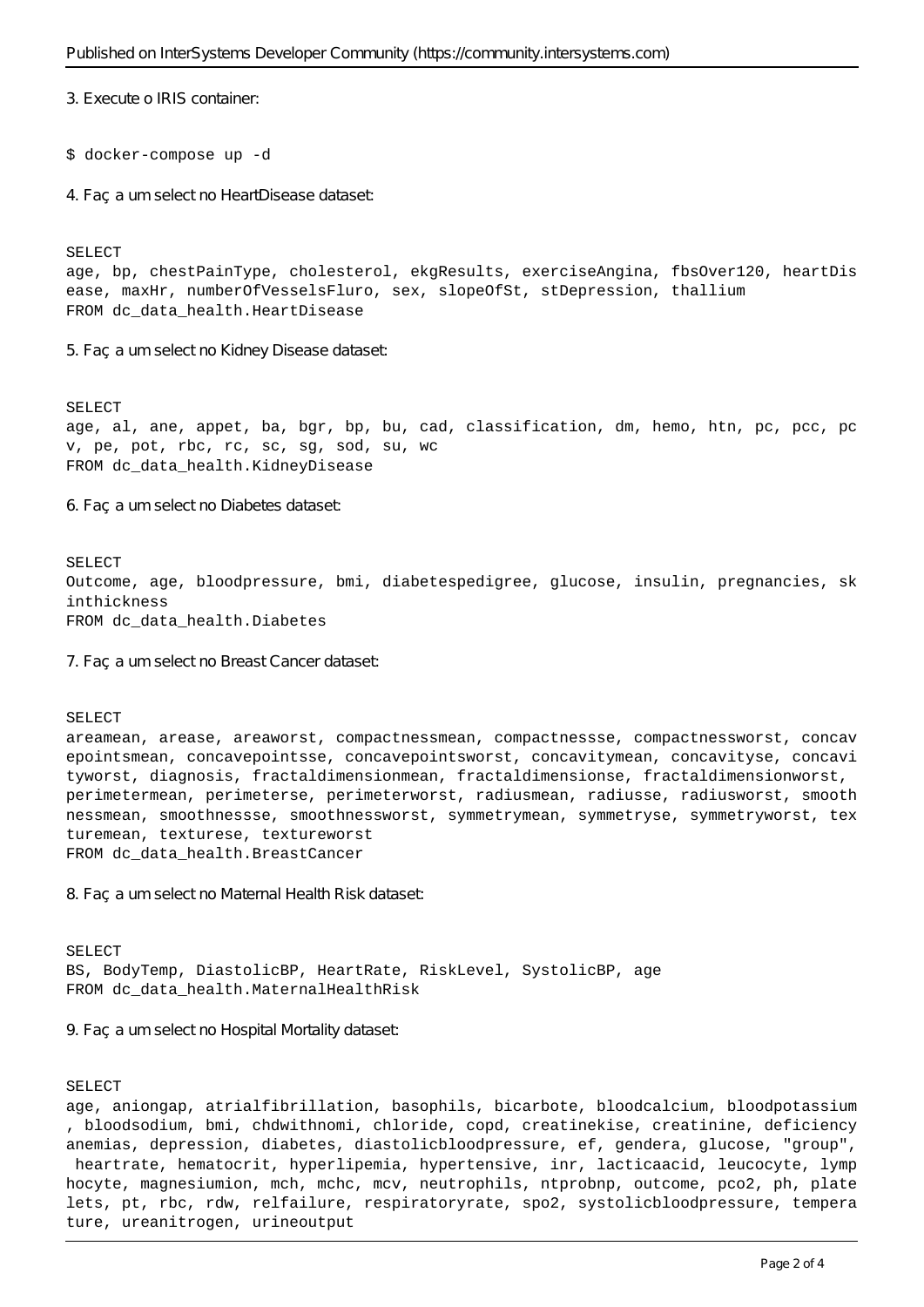3. Execute o IRIS container:

```
$ docker-compose up -d
```

4. Faça um select no HeartDisease dataset:

```
SELECT
age, bp, chestPainType, cholesterol, ekgResults, exerciseAngina, fbsOver120, heartDisease, maxHr, numberOfVesselsFluro, sex, slopeOfSt, stDepression, thallium
FROM dc_data_health.HeartDisease
```

5. Faça um select no Kidney Disease dataset:

```
SELECT
age, al, ane, appet, ba, bgr, bp, bu, cad, classification, dm, hemo, htn, pc, pcc, pcv, pe, pot, rbc, rc, sc, sg, sod, su, wc
FROM dc_data_health.KidneyDisease
```

6. Faça um select no Diabetes dataset:

```
SELECT
Outcome, age, bloodpressure, bmi, diabetespedigree, glucose, insulin, pregnancies, skinthickness
FROM dc_data_health.Diabetes
```

7. Faça um select no Breast Cancer dataset:

```
SELECT
areamean, arease, areaworst, compactnessmean, compactnessse, compactnessworst, concavepointsmean, concavepointsse, concavepointsworst, concavitymean, concavityse, concavityworst, diagnosis, fractaldimensionmean, fractaldimensionse, fractaldimensionworst, perimetermean, perimeterse, perimeterworst, radiusmean, radiusse, radiusworst, smoothnessmean, smoothnessse, smoothnessworst, symmetrymean, symmetryse, symmetryworst, texturemean, texturese, textureworst
FROM dc_data_health.BreastCancer
```

8. Faça um select no Maternal Health Risk dataset:

```
SELECT
BS, BodyTemp, DiastolicBP, HeartRate, RiskLevel, SystolicBP, age
FROM dc_data_health.MaternalHealthRisk
```

9. Faça um select no Hospital Mortality dataset:

```
SELECT
age, aniongap, atrialfibrillation, basophils, bicarbote, bloodcalcium, bloodpotassium, bloodsodium, bmi, chdwithnomi, chloride, copd, creatinekise, creatinine, deficiencyanemias, depression, diabetes, diastolicbloodpressure, ef, gendera, glucose, "group", heartrate, hematocrit, hyperlipemia, hypertensive, inr, lacticaacid, leucocyte, lymphocyte, magnesiumion, mch, mchc, mcv, neutrophils, ntprobnp, outcome, pco2, ph, platelets, pt, rbc, rdw, relfailure, respiratoryrate, spo2, systolicbloodpressure, temperature, ureanitrogen, urineoutput
```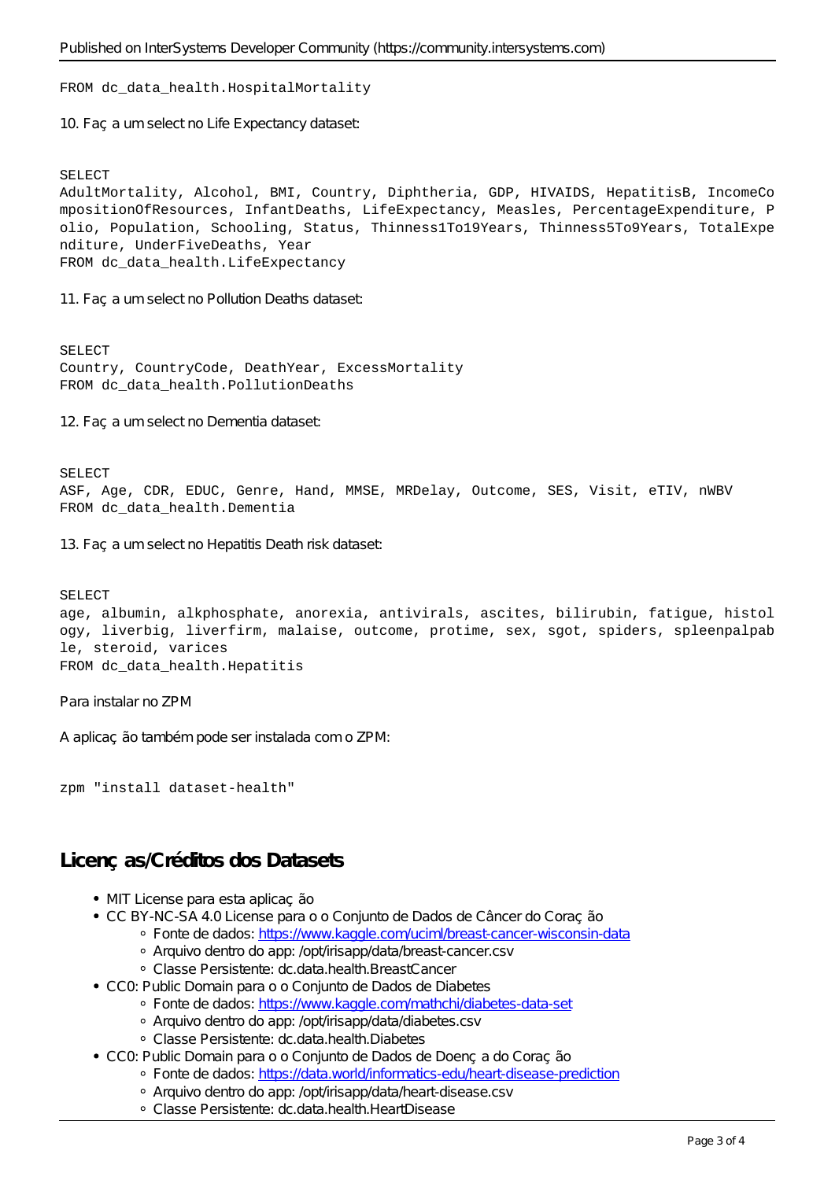```
FROM dc_data_health.HospitalMortality
```

10. Faça um select no Life Expectancy dataset:

```
SELECT
AdultMortality, Alcohol, BMI, Country, Diphtheria, GDP, HIVAIDS, HepatitisB, IncomeCompositionOfResources, InfantDeaths, LifeExpectancy, Measles, PercentageExpenditure, Polio, Population, Schooling, Status, Thinness1To19Years, Thinness5To9Years, TotalExpenditure, UnderFiveDeaths, Year
FROM dc_data_health.LifeExpectancy
```

11. Faça um select no Pollution Deaths dataset:

```
SELECT
Country, CountryCode, DeathYear, ExcessMortality
FROM dc_data_health.PollutionDeaths
```

12. Faça um select no Dementia dataset:

```
SELECT
ASF, Age, CDR, EDUC, Genre, Hand, MMSE, MRDelay, Outcome, SES, Visit, eTIV, nWBV
FROM dc_data_health.Dementia
```

13. Faça um select no Hepatitis Death risk dataset:

```
SELECT
age, albumin, alkphosphate, anorexia, antivirals, ascites, bilirubin, fatigue, histology, liverbig, liverfirm, malaise, outcome, protime, sex, sgot, spiders, spleenpalpable, steroid, varices
FROM dc_data_health.Hepatitis
```

Para instalar no ZPM

A aplicação também pode ser instalada com o ZPM:

```
zpm "install dataset-health"
```

## Licenças/Créditos dos Datasets

- MIT License para esta aplicação
- CC BY-NC-SA 4.0 License para o o Conjunto de Dados de Câncer do Coração
  - Fonte de dados: https://www.kaggle.com/uciml/breast-cancer-wisconsin-data
  - Arquivo dentro do app: /opt/irisapp/data/breast-cancer.csv
  - Classe Persistente: dc.data.health.BreastCancer
- CC0: Public Domain para o o Conjunto de Dados de Diabetes
  - Fonte de dados: https://www.kaggle.com/mathchi/diabetes-data-set
  - Arquivo dentro do app: /opt/irisapp/data/diabetes.csv
  - Classe Persistente: dc.data.health.Diabetes
- CC0: Public Domain para o o Conjunto de Dados de Doença do Coração
  - Fonte de dados: https://data.world/informatics-edu/heart-disease-prediction
  - Arquivo dentro do app: /opt/irisapp/data/heart-disease.csv
  - Classe Persistente: dc.data.health.HeartDisease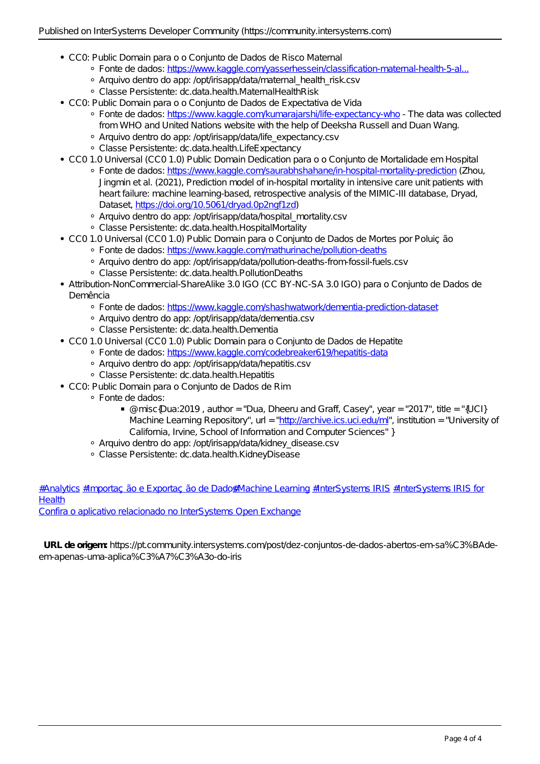- CC0: Public Domain para o o Conjunto de Dados de Risco Maternal
  - Fonte de dados: [https://www.kaggle.com/yasserhessein/classification-maternal-health-5-al...](https://www.kaggle.com/yasserhessein/classification-maternal-health-5-al...)
  - Arquivo dentro do app: /opt/irisapp/data/maternal_health_risk.csv
  - Classe Persistente: dc.data.health.MaternalHealthRisk
- CC0: Public Domain para o o Conjunto de Dados de Expectativa de Vida
  - Fonte de dados: [https://www.kaggle.com/kumarajarshi/life-expectancy-who](https://www.kaggle.com/kumarajarshi/life-expectancy-who) - The data was collected from WHO and United Nations website with the help of Deeksha Russell and Duan Wang.
  - Arquivo dentro do app: /opt/irisapp/data/life_expectancy.csv
  - Classe Persistente: dc.data.health.LifeExpectancy
- CC0 1.0 Universal (CC0 1.0) Public Domain Dedication para o o Conjunto de Mortalidade em Hospital
  - Fonte de dados: [https://www.kaggle.com/saurabhshahane/in-hospital-mortality-prediction](https://www.kaggle.com/saurabhshahane/in-hospital-mortality-prediction) (Zhou, Jingmin et al. (2021), Prediction model of in-hospital mortality in intensive care unit patients with heart failure: machine learning-based, retrospective analysis of the MIMIC-III database, Dryad, Dataset, [https://doi.org/10.5061/dryad.0p2ngf1zd](https://doi.org/10.5061/dryad.0p2ngf1zd))
  - Arquivo dentro do app: /opt/irisapp/data/hospital_mortality.csv
  - Classe Persistente: dc.data.health.HospitalMortality
- CC0 1.0 Universal (CC0 1.0) Public Domain para o Conjunto de Dados de Mortes por Poluição
  - Fonte de dados: [https://www.kaggle.com/mathurinache/pollution-deaths](https://www.kaggle.com/mathurinache/pollution-deaths)
  - Arquivo dentro do app: /opt/irisapp/data/pollution-deaths-from-fossil-fuels.csv
  - Classe Persistente: dc.data.health.PollutionDeaths
- Attribution-NonCommercial-ShareAlike 3.0 IGO (CC BY-NC-SA 3.0 IGO) para o Conjunto de Dados de Demência
  - Fonte de dados: [https://www.kaggle.com/shashwatwork/dementia-prediction-dataset](https://www.kaggle.com/shashwatwork/dementia-prediction-dataset)
  - Arquivo dentro do app: /opt/irisapp/data/dementia.csv
  - Classe Persistente: dc.data.health.Dementia
- CC0 1.0 Universal (CC0 1.0) Public Domain para o Conjunto de Dados de Hepatite
  - Fonte de dados: [https://www.kaggle.com/codebreaker619/hepatitis-data](https://www.kaggle.com/codebreaker619/hepatitis-data)
  - Arquivo dentro do app: /opt/irisapp/data/hepatitis.csv
  - Classe Persistente: dc.data.health.Hepatitis
- CC0: Public Domain para o Conjunto de Dados de Rim
  - Fonte de dados:
    - @misc{Dua:2019 , author = "Dua, Dheeru and Graff, Casey", year = "2017", title = "{UCI} Machine Learning Repository", url = "[http://archive.ics.uci.edu/ml](http://archive.ics.uci.edu/ml)", institution = "University of California, Irvine, School of Information and Computer Sciences" }
  - Arquivo dentro do app: /opt/irisapp/data/kidney_disease.csv
  - Classe Persistente: dc.data.health.KidneyDisease

#Analytics #Importação e Exportação de Dados #Machine Learning #InterSystems IRIS #InterSystems IRIS for Health

Confira o aplicativo relacionado no InterSystems Open Exchange

**URL de origem:** https://pt.community.intersystems.com/post/dez-conjuntos-de-dados-abertos-em-sa%C3%BAde-em-apenas-uma-aplica%C3%A7%C3%A3o-do-iris